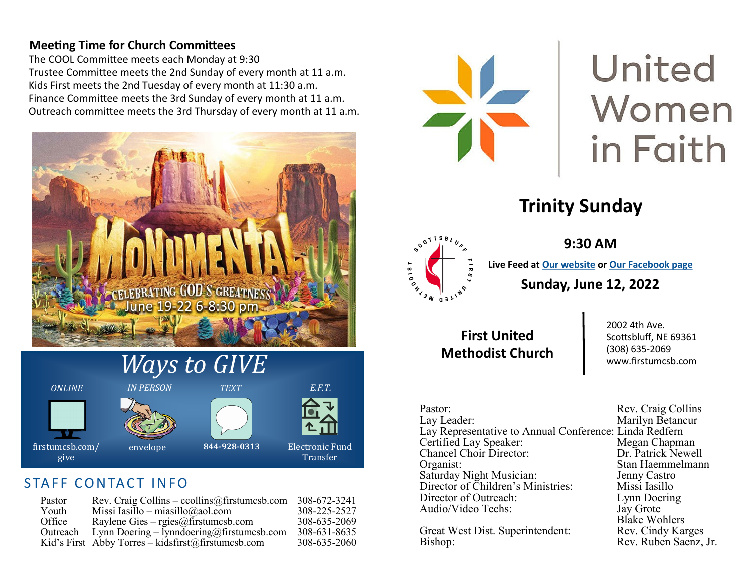## Meeting Time for Church Committees

The COOL Committee meets each Monday at 9:30
Trustee Committee meets the 2nd Sunday of every month at 11 a.m.
Kids First meets the 2nd Tuesday of every month at 11:30 a.m.
Finance Committee meets the 3rd Sunday of every month at 11 a.m.
Outreach committee meets the 3rd Thursday of every month at 11 a.m.

MONUMENTAL
CELEBRATING GOD'S GREATNESS
June 19-22 6-8:30 pm

## *Ways to GIVE*

| *ONLINE* | *IN PERSON* | *TEXT* | *E.F.T.* |
|---|---|---|---|
| firstumcsb.com/give | envelope | **844-928-0313** | Electronic Fund Transfer |

## STAFF CONTACT INFO

| | | |
|---|---|---|
| Pastor | Rev. Craig Collins – ccollins@firstumcsb.com | 308-672-3241 |
| Youth | Missi Iasillo – miasillo@aol.com | 308-225-2527 |
| Office | Raylene Gies – rgies@firstumcsb.com | 308-635-2069 |
| Outreach | Lynn Doering – lynndoering@firstumcsb.com | 308-631-8635 |
| Kid's First | Abby Torres – kidsfirst@firstumcsb.com | 308-635-2060 |

United Women in Faith

# Trinity Sunday

## 9:30 AM

**Live Feed at Our website or Our Facebook page**

## Sunday, June 12, 2022

Scottsbluff First United Methodist

**First United Methodist Church**

2002 4th Ave.
Scottsbluff, NE 69361
(308) 635-2069
www.firstumcsb.com

| | |
|---|---|
| Pastor: | Rev. Craig Collins |
| Lay Leader: | Marilyn Betancur |
| Lay Representative to Annual Conference: | Linda Redfern |
| Certified Lay Speaker: | Megan Chapman |
| Chancel Choir Director: | Dr. Patrick Newell |
| Organist: | Stan Haemmelmann |
| Saturday Night Musician: | Jenny Castro |
| Director of Children's Ministries: | Missi Iasillo |
| Director of Outreach: | Lynn Doering |
| Audio/Video Techs: | Jay Grote<br>Blake Wohlers |
| Great West Dist. Superintendent: | Rev. Cindy Karges |
| Bishop: | Rev. Ruben Saenz, Jr. |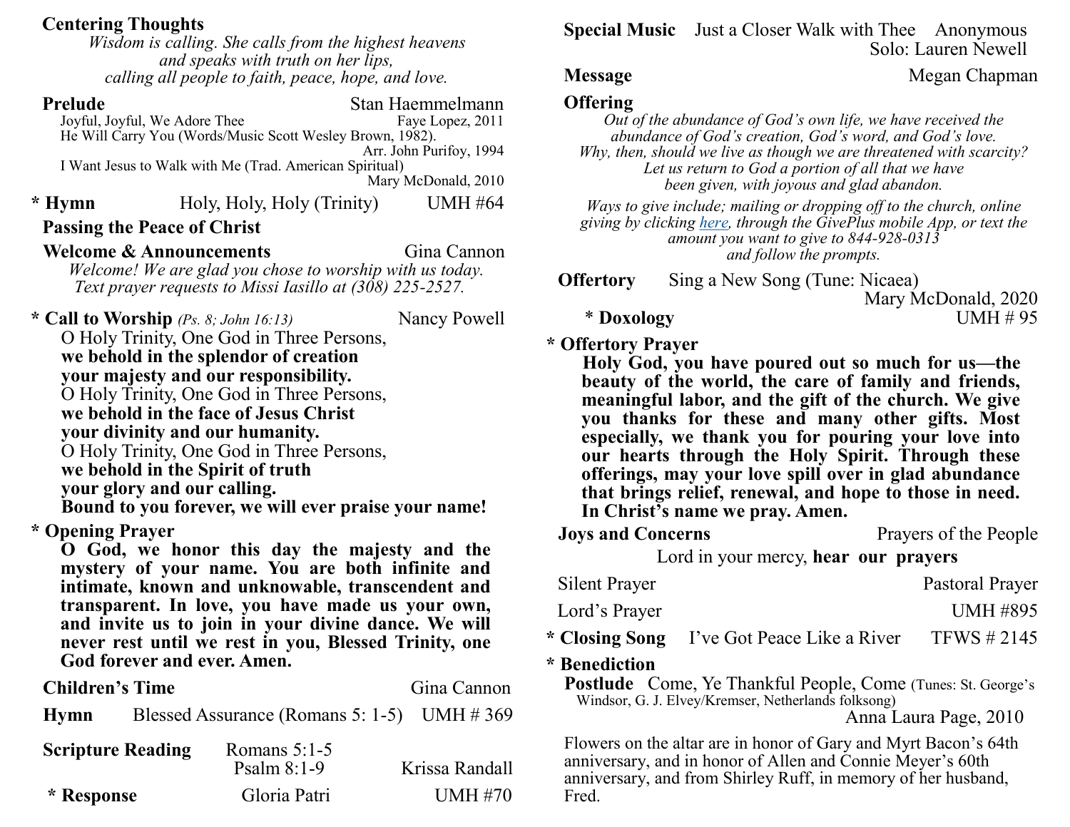**Centering Thoughts**

*Wisdom is calling. She calls from the highest heavens*
*and speaks with truth on her lips,*
*calling all people to faith, peace, hope, and love.*

**Prelude** — Stan Haemmelmann

Joyful, Joyful, We Adore Thee — Faye Lopez, 2011

He Will Carry You (Words/Music Scott Wesley Brown, 1982). Arr. John Purifoy, 1994

I Want Jesus to Walk with Me (Trad. American Spiritual) — Mary McDonald, 2010

**\* Hymn** — Holy, Holy, Holy (Trinity) — UMH #64

**Passing the Peace of Christ**

**Welcome & Announcements** — Gina Cannon

*Welcome! We are glad you chose to worship with us today.*
*Text prayer requests to Missi Iasillo at (308) 225-2527.*

**\* Call to Worship** *(Ps. 8; John 16:13)* — Nancy Powell

O Holy Trinity, One God in Three Persons,
**we behold in the splendor of creation**
**your majesty and our responsibility.**
O Holy Trinity, One God in Three Persons,
**we behold in the face of Jesus Christ**
**your divinity and our humanity.**
O Holy Trinity, One God in Three Persons,
**we behold in the Spirit of truth**
**your glory and our calling.**
**Bound to you forever, we will ever praise your name!**

**\* Opening Prayer**

**O God, we honor this day the majesty and the mystery of your name. You are both infinite and intimate, known and unknowable, transcendent and transparent. In love, you have made us your own, and invite us to join in your divine dance. We will never rest until we rest in you, Blessed Trinity, one God forever and ever. Amen.**

**Children's Time** — Gina Cannon

**Hymn** — Blessed Assurance (Romans 5: 1-5) — UMH # 369

**Scripture Reading** — Romans 5:1-5, Psalm 8:1-9 — Krissa Randall

**\* Response** — Gloria Patri — UMH #70

**Special Music** — Just a Closer Walk with Thee — Anonymous
Solo: Lauren Newell

**Message** — Megan Chapman

**Offering**

*Out of the abundance of God's own life, we have received the abundance of God's creation, God's word, and God's love. Why, then, should we live as though we are threatened with scarcity? Let us return to God a portion of all that we have been given, with joyous and glad abandon.*

*Ways to give include; mailing or dropping off to the church, online giving by clicking here, through the GivePlus mobile App, or text the amount you want to give to 844-928-0313 and follow the prompts.*

**Offertory** — Sing a New Song (Tune: Nicaea) — Mary McDonald, 2020

**\* Doxology** — UMH # 95

**\* Offertory Prayer**

**Holy God, you have poured out so much for us—the beauty of the world, the care of family and friends, meaningful labor, and the gift of the church. We give you thanks for these and many other gifts. Most especially, we thank you for pouring your love into our hearts through the Holy Spirit. Through these offerings, may your love spill over in glad abundance that brings relief, renewal, and hope to those in need. In Christ's name we pray. Amen.**

**Joys and Concerns** — Prayers of the People

Lord in your mercy, **hear our prayers**

Silent Prayer — Pastoral Prayer

Lord's Prayer — UMH #895

**\* Closing Song** — I've Got Peace Like a River — TFWS # 2145

**\* Benediction**

**Postlude** — Come, Ye Thankful People, Come (Tunes: St. George's Windsor, G. J. Elvey/Kremser, Netherlands folksong) — Anna Laura Page, 2010

Flowers on the altar are in honor of Gary and Myrt Bacon's 64th anniversary, and in honor of Allen and Connie Meyer's 60th anniversary, and from Shirley Ruff, in memory of her husband, Fred.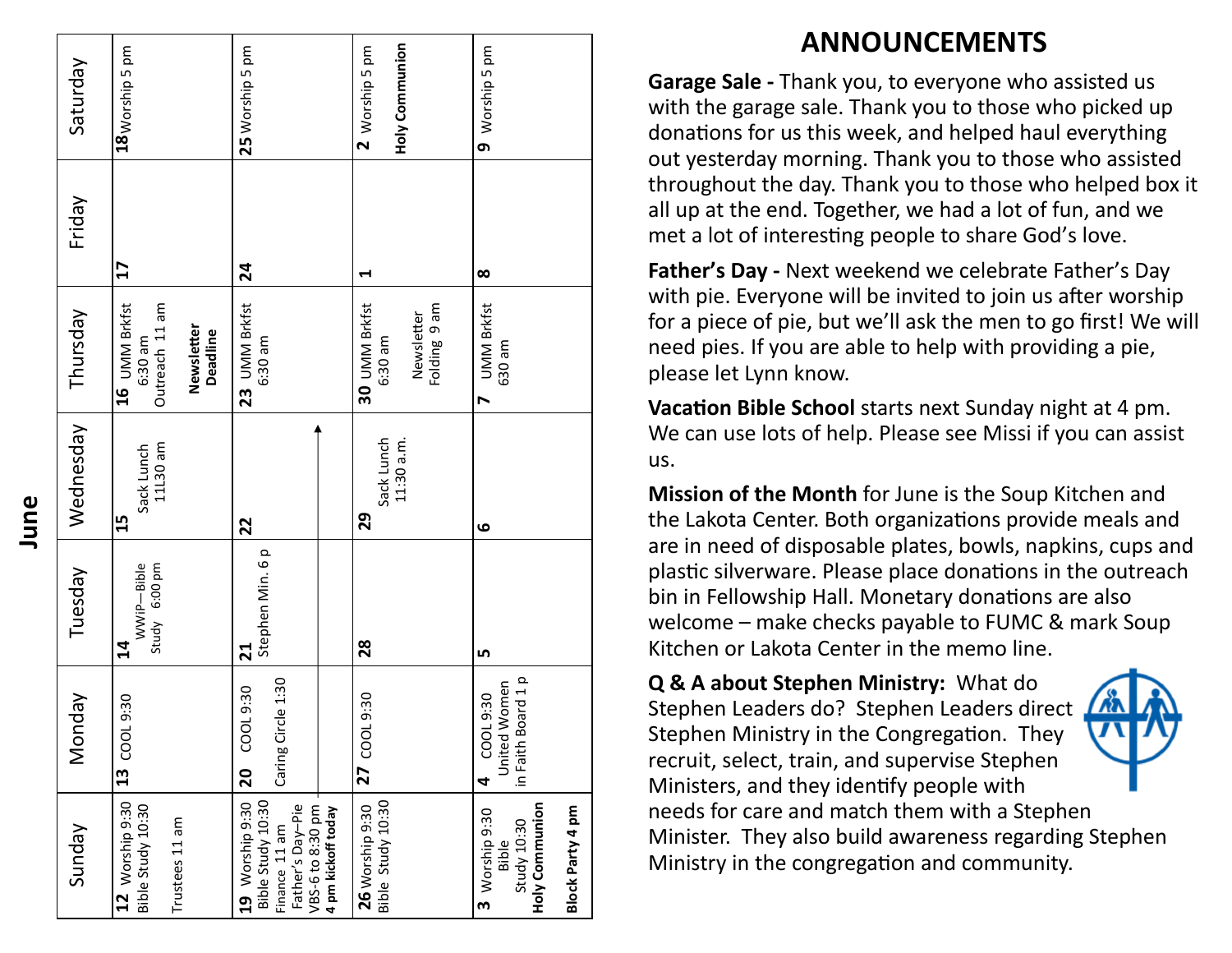## June

| Sunday | Monday | Tuesday | Wednesday | Thursday | Friday | Saturday |
|---|---|---|---|---|---|---|
| **12** Worship 9:30 Bible Study 10:30 Trustees 11 am | **13** COOL 9:30 | **14** WWiP—Bible Study 6:00 pm | **15** Sack Lunch 11L30 am | **16** UMM Brkfst 6:30 am Outreach 11 am **Newsletter Deadline** | **17** | **18** Worship 5 pm |
| **19** Worship 9:30 Bible Study 10:30 Finance 11 am Father's Day–Pie VBS-6 to 8:30 pm **4 pm kickoff today** | **20** COOL 9:30 Caring Circle 1:30 | **21** Stephen Min. 6 p | **22** | **23** UMM Brkfst 6:30 am | **24** | **25** Worship 5 pm |
| **26** Worship 9:30 Bible Study 10:30 | **27** COOL 9:30 | **28** | **29** Sack Lunch 11:30 a.m. | **30** UMM Brkfst 6:30 am Newsletter Folding 9 am | **1** | **2** Worship 5 pm **Holy Communion** |
| **3** Worship 9:30 Bible Study 10:30 **Holy Communion** **Block Party 4 pm** | **4** COOL 9:30 United Women in Faith Board 1 p | **5** | **6** | **7** UMM Brkfst 630 am | **8** | **9** Worship 5 pm |

# ANNOUNCEMENTS

**Garage Sale -** Thank you, to everyone who assisted us with the garage sale. Thank you to those who picked up donations for us this week, and helped haul everything out yesterday morning. Thank you to those who assisted throughout the day. Thank you to those who helped box it all up at the end. Together, we had a lot of fun, and we met a lot of interesting people to share God's love.

**Father's Day -** Next weekend we celebrate Father's Day with pie. Everyone will be invited to join us after worship for a piece of pie, but we'll ask the men to go first! We will need pies. If you are able to help with providing a pie, please let Lynn know.

**Vacation Bible School** starts next Sunday night at 4 pm. We can use lots of help. Please see Missi if you can assist us.

**Mission of the Month** for June is the Soup Kitchen and the Lakota Center. Both organizations provide meals and are in need of disposable plates, bowls, napkins, cups and plastic silverware. Please place donations in the outreach bin in Fellowship Hall. Monetary donations are also welcome – make checks payable to FUMC & mark Soup Kitchen or Lakota Center in the memo line.

**Q & A about Stephen Ministry:** What do Stephen Leaders do? Stephen Leaders direct Stephen Ministry in the Congregation. They recruit, select, train, and supervise Stephen Ministers, and they identify people with needs for care and match them with a Stephen Minister. They also build awareness regarding Stephen Ministry in the congregation and community.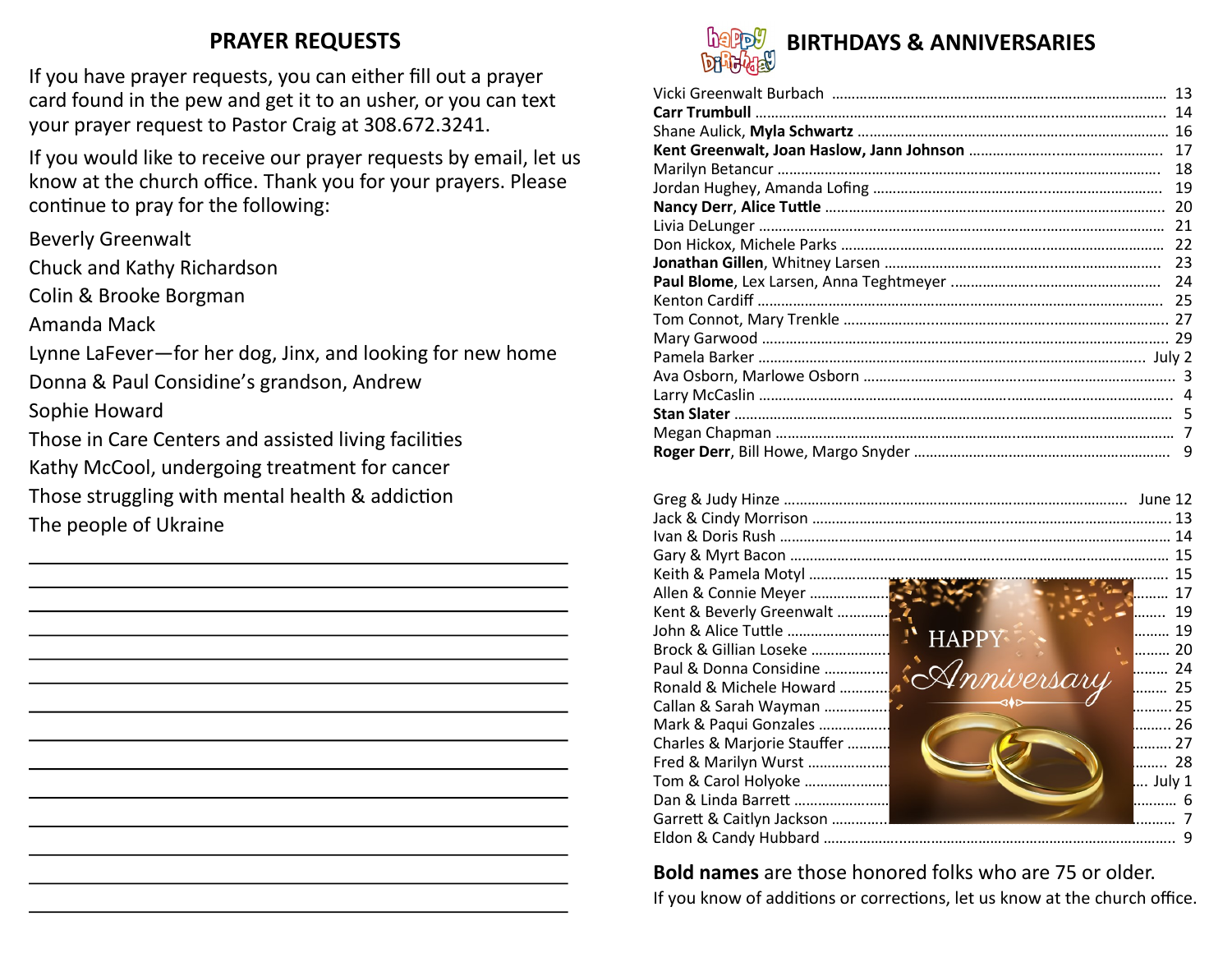## PRAYER REQUESTS

If you have prayer requests, you can either fill out a prayer card found in the pew and get it to an usher, or you can text your prayer request to Pastor Craig at 308.672.3241.

If you would like to receive our prayer requests by email, let us know at the church office. Thank you for your prayers. Please continue to pray for the following:

Beverly Greenwalt
Chuck and Kathy Richardson
Colin & Brooke Borgman
Amanda Mack
Lynne LaFever—for her dog, Jinx, and looking for new home
Donna & Paul Considine's grandson, Andrew
Sophie Howard
Those in Care Centers and assisted living facilities
Kathy McCool, undergoing treatment for cancer
Those struggling with mental health & addiction
The people of Ukraine

## BIRTHDAYS & ANNIVERSARIES

| | |
|---|---|
| Vicki Greenwalt Burbach | 13 |
| **Carr Trumbull** | 14 |
| Shane Aulick, **Myla Schwartz** | 16 |
| **Kent Greenwalt, Joan Haslow, Jann Johnson** | 17 |
| Marilyn Betancur | 18 |
| Jordan Hughey, Amanda Lofing | 19 |
| **Nancy Derr**, **Alice Tuttle** | 20 |
| Livia DeLunger | 21 |
| Don Hickox, Michele Parks | 22 |
| **Jonathan Gillen**, Whitney Larsen | 23 |
| **Paul Blome**, Lex Larsen, Anna Teghtmeyer | 24 |
| Kenton Cardiff | 25 |
| Tom Connot, Mary Trenkle | 27 |
| Mary Garwood | 29 |
| Pamela Barker | July 2 |
| Ava Osborn, Marlowe Osborn | 3 |
| Larry McCaslin | 4 |
| **Stan Slater** | 5 |
| Megan Chapman | 7 |
| **Roger Derr**, Bill Howe, Margo Snyder | 9 |

| | |
|---|---|
| Greg & Judy Hinze | June 12 |
| Jack & Cindy Morrison | 13 |
| Ivan & Doris Rush | 14 |
| Gary & Myrt Bacon | 15 |
| Keith & Pamela Motyl | 15 |
| Allen & Connie Meyer | 17 |
| Kent & Beverly Greenwalt | 19 |
| John & Alice Tuttle | 19 |
| Brock & Gillian Loseke | 20 |
| Paul & Donna Considine | 24 |
| Ronald & Michele Howard | 25 |
| Callan & Sarah Wayman | 25 |
| Mark & Paqui Gonzales | 26 |
| Charles & Marjorie Stauffer | 27 |
| Fred & Marilyn Wurst | 28 |
| Tom & Carol Holyoke | July 1 |
| Dan & Linda Barrett | 6 |
| Garrett & Caitlyn Jackson | 7 |
| Eldon & Candy Hubbard | 9 |

**Bold names** are those honored folks who are 75 or older.

If you know of additions or corrections, let us know at the church office.